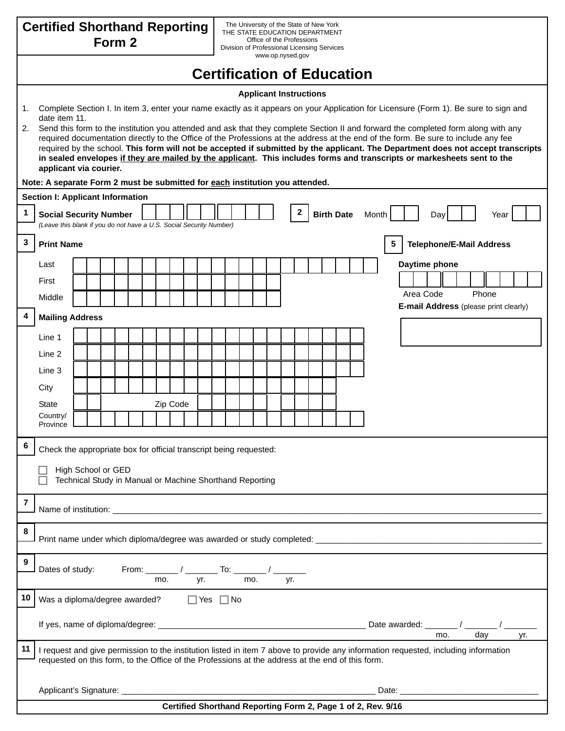# Certified Shorthand Reporting Form 2

The University of the State of New York
THE STATE EDUCATION DEPARTMENT
Office of the Professions
Division of Professional Licensing Services
www.op.nysed.gov

## Certification of Education

### Applicant Instructions

1. Complete Section I. In item 3, enter your name exactly as it appears on your Application for Licensure (Form 1). Be sure to sign and date item 11.
2. Send this form to the institution you attended and ask that they complete Section II and forward the completed form along with any required documentation directly to the Office of the Professions at the address at the end of the form. Be sure to include any fee required by the school. **This form will not be accepted if submitted by the applicant. The Department does not accept transcripts in sealed envelopes <u>if they are mailed by the applicant</u>. This includes forms and transcripts or markesheets sent to the applicant via courier.**

**Note: A separate Form 2 must be submitted for <u>each</u> institution you attended.**

### Section I: Applicant Information

**1** **Social Security Number** ☐☐☐ ☐☐ ☐☐☐☐
*(Leave this blank if you do not have a U.S. Social Security Number)*

**2** **Birth Date** Month ☐☐ Day ☐☐ Year ☐☐

**3** **Print Name**

Last

First

Middle

**4** **Mailing Address**

Line 1

Line 2

Line 3

City

State Zip Code

Country/ Province

**5** **Telephone/E-Mail Address**

**Daytime phone**

Area Code Phone

**E-mail Address** (please print clearly)

**6** Check the appropriate box for official transcript being requested:

☐ High School or GED
☐ Technical Study in Manual or Machine Shorthand Reporting

**7** Name of institution: ______________________________

**8** Print name under which diploma/degree was awarded or study completed: ______________________________

**9** Dates of study: From: _______ / _______ To: _______ / _______
mo. yr. mo. yr.

**10** Was a diploma/degree awarded? ☐ Yes ☐ No

If yes, name of diploma/degree: ______________________________ Date awarded: _______ / _______ / _______
mo. day yr.

**11** I request and give permission to the institution listed in item 7 above to provide any information requested, including information requested on this form, to the Office of the Professions at the address at the end of this form.

Applicant's Signature: ______________________________ Date: ______________________________

**Certified Shorthand Reporting Form 2, Page 1 of 2, Rev. 9/16**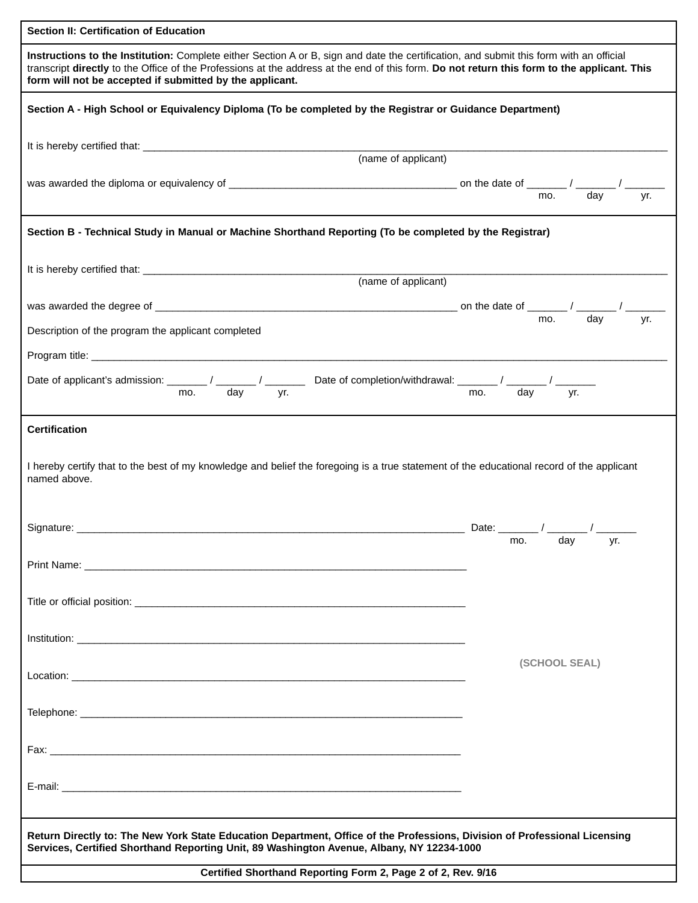## Section II: Certification of Education

**Instructions to the Institution:** Complete either Section A or B, sign and date the certification, and submit this form with an official transcript **directly** to the Office of the Professions at the address at the end of this form. **Do not return this form to the applicant. This form will not be accepted if submitted by the applicant.**

### Section A - High School or Equivalency Diploma (To be completed by the Registrar or Guidance Department)

It is hereby certified that: ______________________________________________________________________________
(name of applicant)

was awarded the diploma or equivalency of ________________________________________ on the date of _______ / _______ / _______
mo. day yr.

### Section B - Technical Study in Manual or Machine Shorthand Reporting (To be completed by the Registrar)

It is hereby certified that: ______________________________________________________________________________
(name of applicant)

was awarded the degree of ______________________________________________________ on the date of _______ / _______ / _______
mo. day yr.

Description of the program the applicant completed

Program title: _______________________________________________________________________________________________

Date of applicant's admission: _______ / _______ / _______ Date of completion/withdrawal: _______ / _______ / _______
mo. day yr. mo. day yr.

### Certification

I hereby certify that to the best of my knowledge and belief the foregoing is a true statement of the educational record of the applicant named above.

Signature: _______________________________________________________________________ Date: _______ / _______ / _______
mo. day yr.

Print Name: _____________________________________________________________________

Title or official position: _____________________________________________________________

Institution: _______________________________________________________________________

Location: ________________________________________________________________________

(SCHOOL SEAL)

Telephone: _______________________________________________________________________

Fax: ____________________________________________________________________________

E-mail: __________________________________________________________________________

**Return Directly to: The New York State Education Department, Office of the Professions, Division of Professional Licensing Services, Certified Shorthand Reporting Unit, 89 Washington Avenue, Albany, NY 12234-1000**

**Certified Shorthand Reporting Form 2, Page 2 of 2, Rev. 9/16**